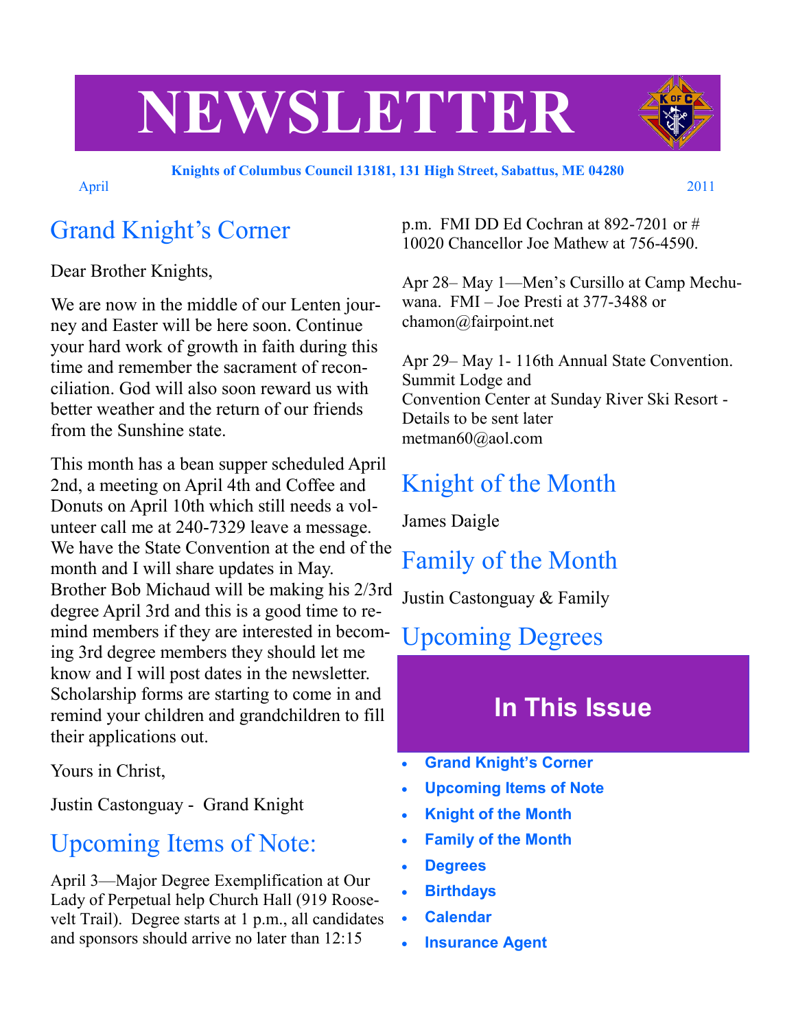# NEWSLETTER

**Knights of Columbus Council 13181, 131 High Street, Sabattus, ME 04280**

April 2011

## Grand Knight's Corner

Dear Brother Knights,

We are now in the middle of our Lenten journey and Easter will be here soon. Continue your hard work of growth in faith during this time and remember the sacrament of reconciliation. God will also soon reward us with better weather and the return of our friends from the Sunshine state.

This month has a bean supper scheduled April 2nd, a meeting on April 4th and Coffee and Donuts on April 10th which still needs a volunteer call me at 240-7329 leave a message. We have the State Convention at the end of the month and I will share updates in May. Brother Bob Michaud will be making his 2/3rd degree April 3rd and this is a good time to remind members if they are interested in becoming 3rd degree members they should let me know and I will post dates in the newsletter. Scholarship forms are starting to come in and remind your children and grandchildren to fill their applications out.

Yours in Christ,

Justin Castonguay - Grand Knight

## Upcoming Items of Note:

April 3—Major Degree Exemplification at Our Lady of Perpetual help Church Hall (919 Roosevelt Trail). Degree starts at 1 p.m., all candidates and sponsors should arrive no later than 12:15 p.m. FMI DD Ed Cochran at 892-7201 or # 10020 Chancellor Joe Mathew at 756-4590.

Apr 28– May 1—Men's Cursillo at Camp Mechuwana. FMI – Joe Presti at 377-3488 or chamon@fairpoint.net

Apr 29– May 1- 116th Annual State Convention. Summit Lodge and Convention Center at Sunday River Ski Resort - Details to be sent later metman60@aol.com

## Knight of the Month

James Daigle

## Family of the Month

Justin Castonguay & Family

## Upcoming Degrees

## In This Issue

- **Grand Knight's Corner**
- **Upcoming Items of Note**
- **Knight of the Month**
- **Family of the Month**
- **Degrees**
- **Birthdays**
- **Calendar**
- **Insurance Agent**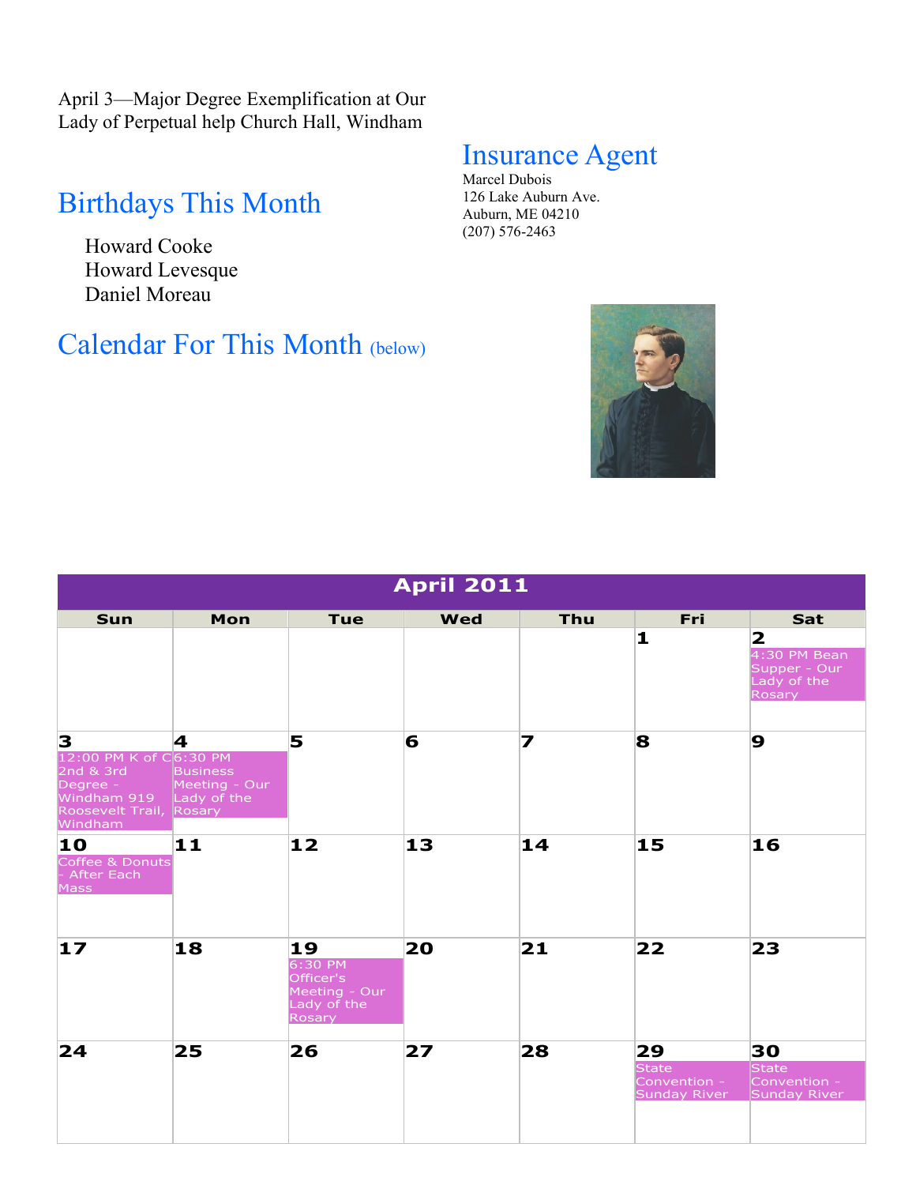April 3—Major Degree Exemplification at Our Lady of Perpetual help Church Hall, Windham

## Insurance Agent

Marcel Dubois
126 Lake Auburn Ave.
Auburn, ME 04210
(207) 576-2463

## Birthdays This Month

Howard Cooke
Howard Levesque
Daniel Moreau

## Calendar For This Month (below)

**April 2011**

| Sun | Mon | Tue | Wed | Thu | Fri | Sat |
|---|---|---|---|---|---|---|
| | | | | | 1 | 2<br>4:30 PM Bean Supper - Our Lady of the Rosary |
| 3<br>12:00 PM K of C 2nd & 3rd Degree - Windham 919 Roosevelt Trail, Windham | 4<br>6:30 PM Business Meeting - Our Lady of the Rosary | 5 | 6 | 7 | 8 | 9 |
| 10<br>Coffee & Donuts - After Each Mass | 11 | 12 | 13 | 14 | 15 | 16 |
| 17 | 18 | 19<br>6:30 PM Officer's Meeting - Our Lady of the Rosary | 20 | 21 | 22 | 23 |
| 24 | 25 | 26 | 27 | 28 | 29<br>State Convention - Sunday River | 30<br>State Convention - Sunday River |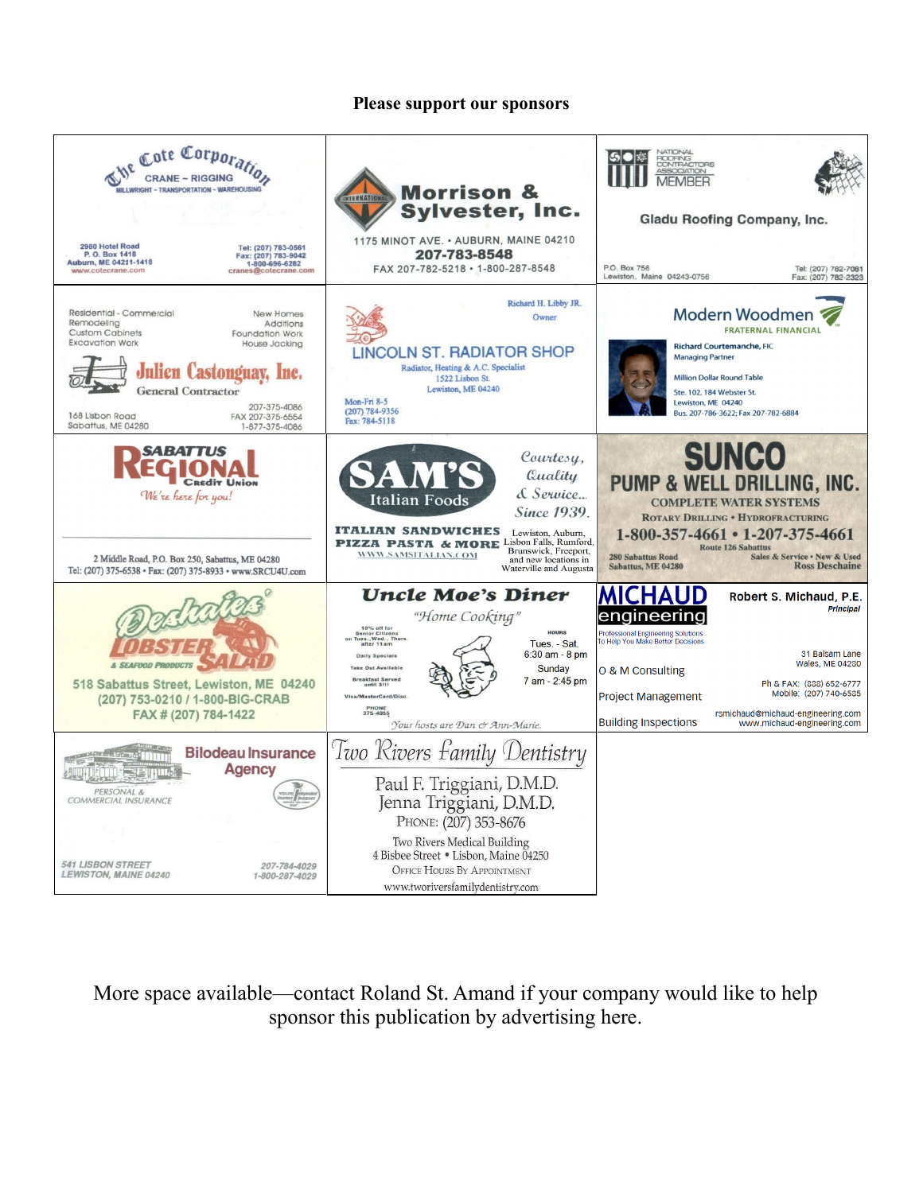**Please support our sponsors**

**The Cote Corporation**
CRANE ~ RIGGING
MILLWRIGHT ~ TRANSPORTATION ~ WAREHOUSING
2980 Hotel Road
P. O. Box 1418
Auburn, ME 04211-1418
www.cotecrane.com
Tel: (207) 783-0561
Fax: (207) 783-9042
1-800-696-6282
cranes@cotecrane.com

**Morrison & Sylvester, Inc.**
1175 MINOT AVE. • AUBURN, MAINE 04210
207-783-8548
FAX 207-782-5218 • 1-800-287-8548

NATIONAL ROOFING CONTRACTORS ASSOCIATION MEMBER
**Gladu Roofing Company, Inc.**
P.O. Box 756
Lewiston, Maine 04243-0756
Tel: (207) 782-7081
Fax: (207) 782-2323

Residential - Commercial
Remodeling
Custom Cabinets
Excavation Work
New Homes
Additions
Foundation Work
House Jacking
**Julien Castonguay, Inc.**
General Contractor
168 Lisbon Road
Sabattus, ME 04280
207-375-4086
FAX 207-375-6554
1-877-375-4086

Richard H. Libby JR.
Owner
**LINCOLN ST. RADIATOR SHOP**
Radiator, Heating & A.C. Specialist
1522 Lisbon St.
Lewiston, ME 04240
Mon-Fri 8-5
(207) 784-9356
Fax: 784-5118

**Modern Woodmen**
FRATERNAL FINANCIAL
Richard Courtemanche, FIC
Managing Partner
Million Dollar Round Table
Ste. 102, 184 Webster St.
Lewiston, ME 04240
Bus. 207-786-3622; Fax 207-782-6884

**SABATTUS REGIONAL Credit Union**
*We're here for you!*
2 Middle Road, P.O. Box 250, Sabattus, ME 04280
Tel: (207) 375-6538 • Fax: (207) 375-8933 • www.SRCU4U.com

**SAM'S Italian Foods**
*Courtesy, Quality & Service... Since 1939.*
ITALIAN SANDWICHES
PIZZA PASTA & MORE
WWW.SAMSITALIAN.COM
Lewiston, Auburn, Lisbon Falls, Rumford, Brunswick, Freeport, and new locations in Waterville and Augusta

**SUNCO PUMP & WELL DRILLING, INC.**
COMPLETE WATER SYSTEMS
ROTARY DRILLING • HYDROFRACTURING
1-800-357-4661 • 1-207-375-4661
Route 126 Sabattus
280 Sabattus Road
Sabattus, ME 04280
Sales & Service • New & Used
Ross Deschaine

**Deshaies Lobster Salad**
& SEAFOOD PRODUCTS
518 Sabattus Street, Lewiston, ME 04240
(207) 753-0210 / 1-800-BIG-CRAB
FAX # (207) 784-1422

**Uncle Moe's Diner**
*"Home Cooking"*
10% off for Senior Citizens on Tues., Wed., Thurs. after 11am
Daily Specials
Take Out Available
Breakfast Served until 3!!!
Visa/MasterCard/Disc.
PHONE 375-4055
HOURS
Tues. - Sat.
6:30 am - 8 pm
Sunday
7 am - 2:45 pm
*Your hosts are Dan & Ann-Marie.*

**MICHAUD engineering**
Professional Engineering Solutions To Help You Make Better Decisions
Robert S. Michaud, P.E.
*Principal*
31 Balsam Lane
Wales, ME 04280
O & M Consulting
Project Management
Building Inspections
Ph & FAX: (888) 652-6777
Mobile: (207) 740-6585
rsmichaud@michaud-engineering.com
www.michaud-engineering.com

**Bilodeau Insurance Agency**
PERSONAL & COMMERCIAL INSURANCE
541 LISBON STREET
LEWISTON, MAINE 04240
207-784-4029
1-800-287-4029

**Two Rivers Family Dentistry**
Paul F. Triggiani, D.M.D.
Jenna Triggiani, D.M.D.
PHONE: (207) 353-8676
Two Rivers Medical Building
4 Bisbee Street • Lisbon, Maine 04250
OFFICE HOURS BY APPOINTMENT
www.tworiversfamilydentistry.com

More space available—contact Roland St. Amand if your company would like to help sponsor this publication by advertising here.